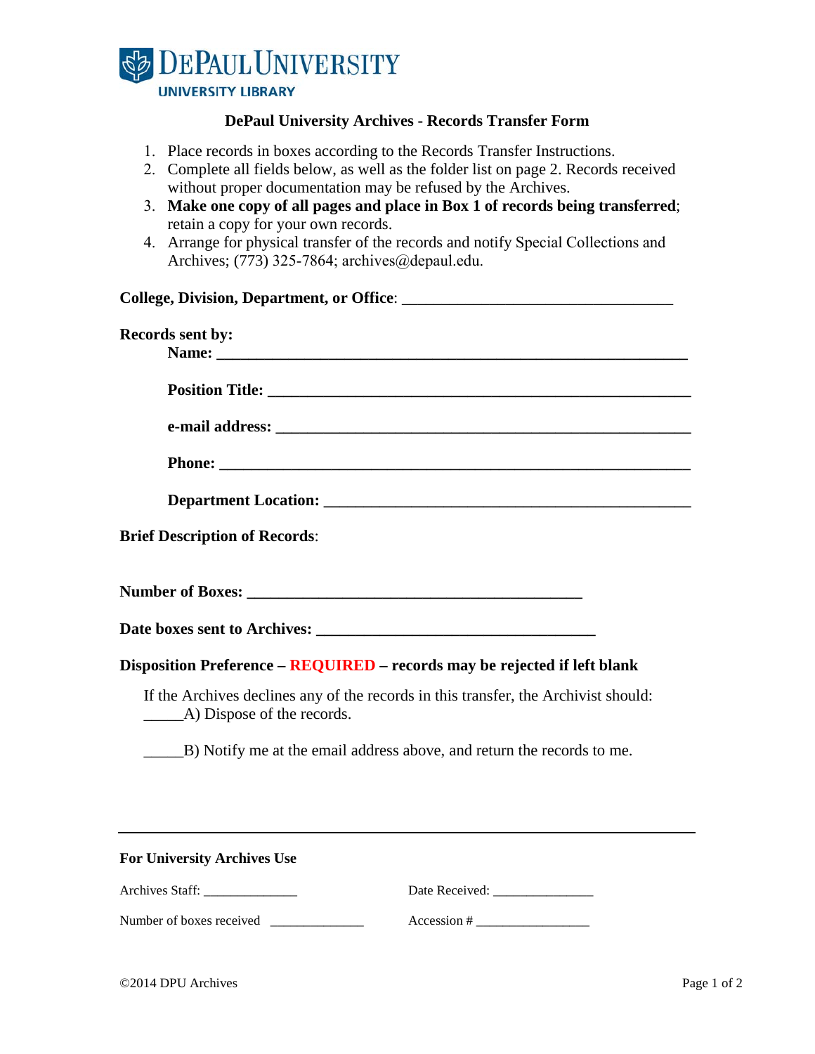DePaul University

UNIVERSITY LIBRARY

## DePaul University Archives - Records Transfer Form

1. Place records in boxes according to the Records Transfer Instructions.
2. Complete all fields below, as well as the folder list on page 2. Records received without proper documentation may be refused by the Archives.
3. **Make one copy of all pages and place in Box 1 of records being transferred**; retain a copy for your own records.
4. Arrange for physical transfer of the records and notify Special Collections and Archives; (773) 325-7864; archives@depaul.edu.

**College, Division, Department, or Office**: ___________________________________

**Records sent by:**

**Name:** ____________________________________________________________

**Position Title:** ______________________________________________________

**e-mail address:** _____________________________________________________

**Phone:** ____________________________________________________________

**Department Location:** _________________________________________________

**Brief Description of Records**:

**Number of Boxes:** ___________________________________________

**Date boxes sent to Archives:** ____________________________________

**Disposition Preference – REQUIRED – records may be rejected if left blank**

If the Archives declines any of the records in this transfer, the Archivist should:

_____A) Dispose of the records.

_____B) Notify me at the email address above, and return the records to me.

---

**For University Archives Use**

Archives Staff: ______________ Date Received: _______________

Number of boxes received ______________ Accession # _________________

©2014 DPU Archives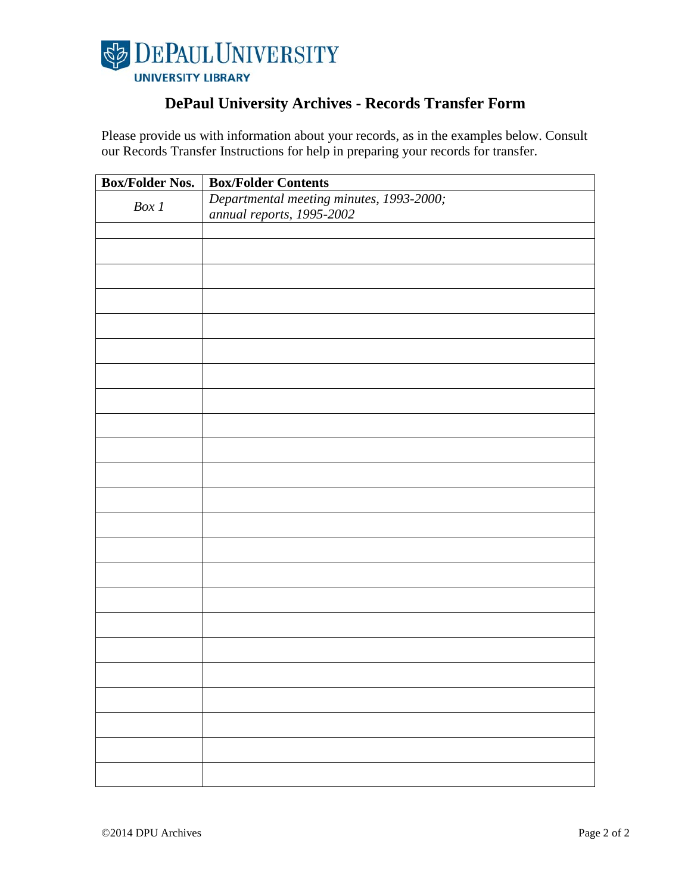DePaul University

UNIVERSITY LIBRARY

## DePaul University Archives - Records Transfer Form

Please provide us with information about your records, as in the examples below. Consult our Records Transfer Instructions for help in preparing your records for transfer.

| Box/Folder Nos. | Box/Folder Contents |
| --- | --- |
| *Box 1* | *Departmental meeting minutes, 1993-2000; annual reports, 1995-2002* |
| | |
| | |
| | |
| | |
| | |
| | |
| | |
| | |
| | |
| | |
| | |
| | |
| | |
| | |
| | |
| | |
| | |
| | |
| | |
| | |
| | |
| | |
| | |

©2014 DPU Archives